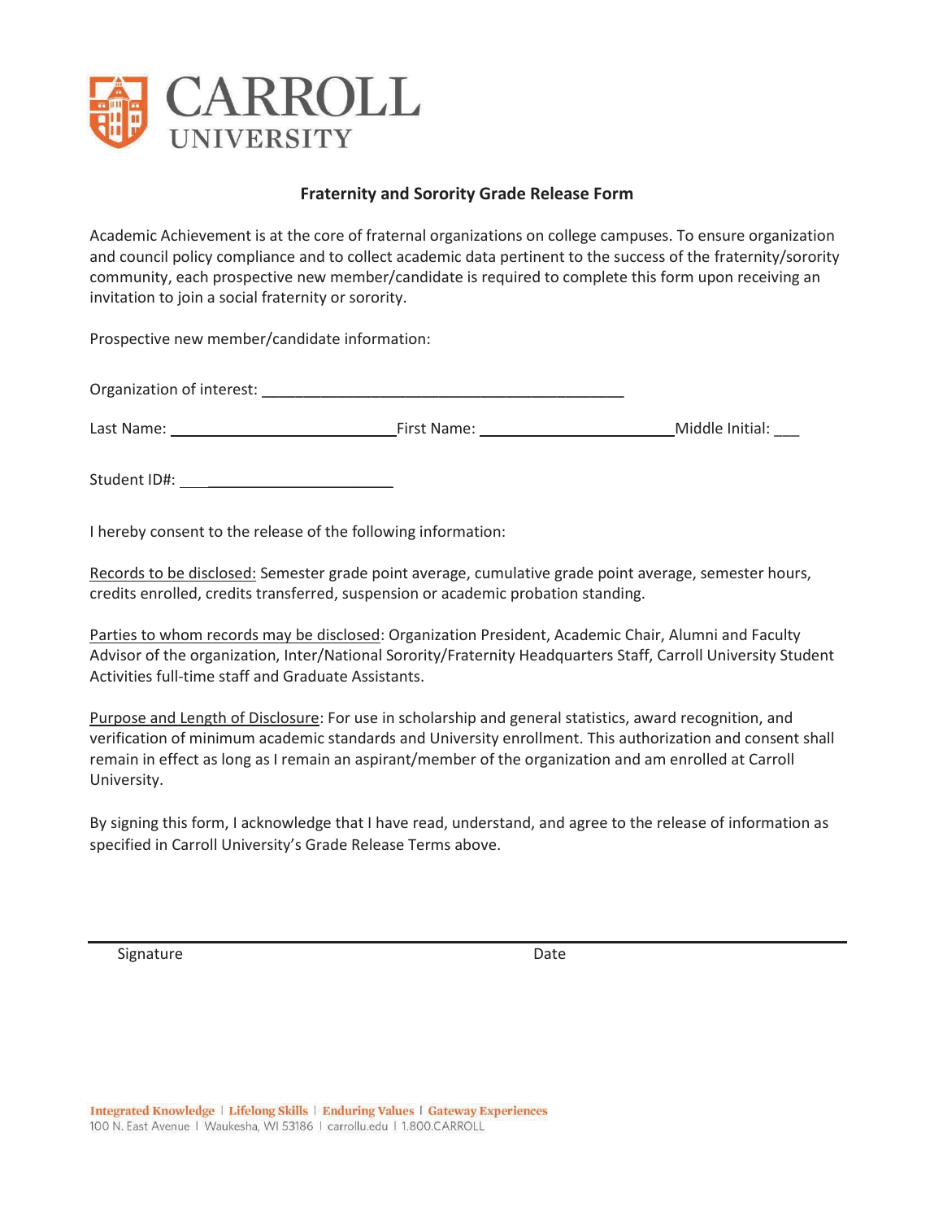CARROLL UNIVERSITY

## Fraternity and Sorority Grade Release Form

Academic Achievement is at the core of fraternal organizations on college campuses. To ensure organization and council policy compliance and to collect academic data pertinent to the success of the fraternity/sorority community, each prospective new member/candidate is required to complete this form upon receiving an invitation to join a social fraternity or sorority.

Prospective new member/candidate information:

Organization of interest: ____________________________________________

Last Name: ___________________________ First Name: _______________________ Middle Initial: ___

Student ID#: ________________________

I hereby consent to the release of the following information:

Records to be disclosed: Semester grade point average, cumulative grade point average, semester hours, credits enrolled, credits transferred, suspension or academic probation standing.

Parties to whom records may be disclosed: Organization President, Academic Chair, Alumni and Faculty Advisor of the organization, Inter/National Sorority/Fraternity Headquarters Staff, Carroll University Student Activities full-time staff and Graduate Assistants.

Purpose and Length of Disclosure: For use in scholarship and general statistics, award recognition, and verification of minimum academic standards and University enrollment. This authorization and consent shall remain in effect as long as I remain an aspirant/member of the organization and am enrolled at Carroll University.

By signing this form, I acknowledge that I have read, understand, and agree to the release of information as specified in Carroll University's Grade Release Terms above.

______________________________________________________________________________

Signature                                                                                   Date

Integrated Knowledge | Lifelong Skills | Enduring Values | Gateway Experiences
100 N. East Avenue | Waukesha, WI 53186 | carrollu.edu | 1.800.CARROLL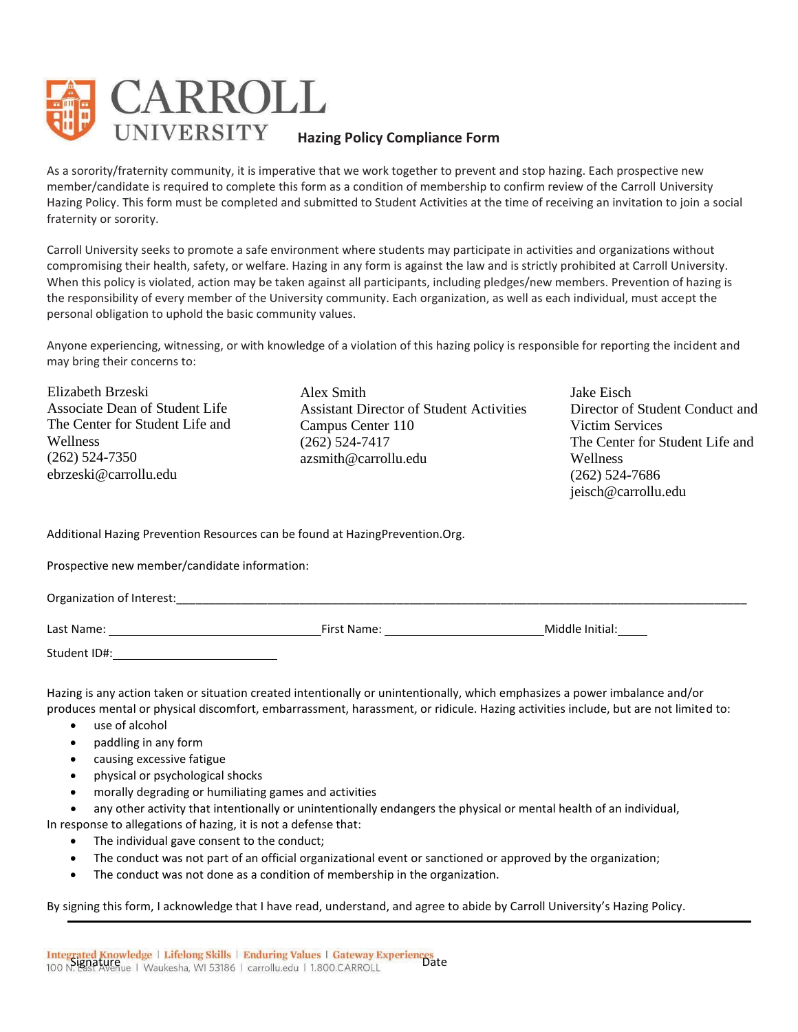# CARROLL UNIVERSITY

## Hazing Policy Compliance Form

As a sorority/fraternity community, it is imperative that we work together to prevent and stop hazing. Each prospective new member/candidate is required to complete this form as a condition of membership to confirm review of the Carroll University Hazing Policy. This form must be completed and submitted to Student Activities at the time of receiving an invitation to join a social fraternity or sorority.

Carroll University seeks to promote a safe environment where students may participate in activities and organizations without compromising their health, safety, or welfare. Hazing in any form is against the law and is strictly prohibited at Carroll University. When this policy is violated, action may be taken against all participants, including pledges/new members. Prevention of hazing is the responsibility of every member of the University community. Each organization, as well as each individual, must accept the personal obligation to uphold the basic community values.

Anyone experiencing, witnessing, or with knowledge of a violation of this hazing policy is responsible for reporting the incident and may bring their concerns to:

Elizabeth Brzeski
Associate Dean of Student Life
The Center for Student Life and Wellness
(262) 524-7350
ebrzeski@carrollu.edu

Alex Smith
Assistant Director of Student Activities
Campus Center 110
(262) 524-7417
azsmith@carrollu.edu

Jake Eisch
Director of Student Conduct and Victim Services
The Center for Student Life and Wellness
(262) 524-7686
jeisch@carrollu.edu

Additional Hazing Prevention Resources can be found at HazingPrevention.Org.

Prospective new member/candidate information:

Organization of Interest:\_\_\_\_\_\_\_\_\_\_\_\_\_\_\_\_\_\_\_\_\_\_\_\_\_\_\_\_\_\_\_\_\_\_\_\_\_\_\_\_\_\_\_\_

Last Name: \_\_\_\_\_\_\_\_\_\_\_\_\_\_\_\_\_\_\_\_ First Name: \_\_\_\_\_\_\_\_\_\_\_\_\_\_\_\_\_\_ Middle Initial:\_\_\_\_\_

Student ID#:\_\_\_\_\_\_\_\_\_\_\_\_\_\_\_\_\_\_\_\_

Hazing is any action taken or situation created intentionally or unintentionally, which emphasizes a power imbalance and/or produces mental or physical discomfort, embarrassment, harassment, or ridicule. Hazing activities include, but are not limited to:

- use of alcohol
- paddling in any form
- causing excessive fatigue
- physical or psychological shocks
- morally degrading or humiliating games and activities
- any other activity that intentionally or unintentionally endangers the physical or mental health of an individual,

In response to allegations of hazing, it is not a defense that:

- The individual gave consent to the conduct;
- The conduct was not part of an official organizational event or sanctioned or approved by the organization;
- The conduct was not done as a condition of membership in the organization.

By signing this form, I acknowledge that I have read, understand, and agree to abide by Carroll University's Hazing Policy.

\_\_\_\_\_\_\_\_\_\_\_\_\_\_\_\_\_\_\_\_\_\_\_\_\_\_\_\_\_\_\_\_\_\_\_\_\_\_\_\_\_\_\_\_\_\_\_\_\_\_\_\_

Signature Date